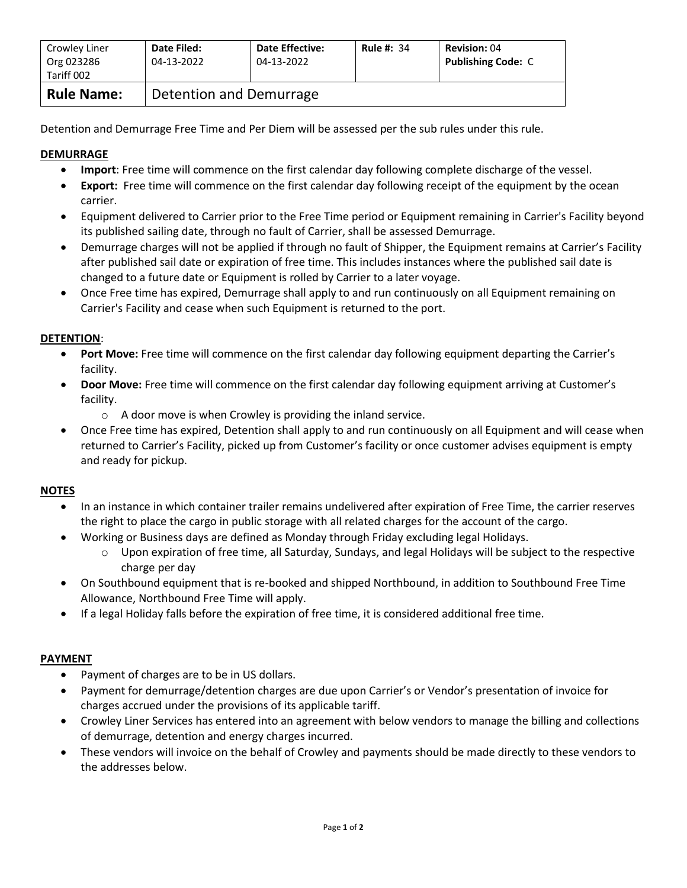| Crowley Liner Org 023286 Tariff 002 | **Date Filed:** 04-13-2022 | **Date Effective:** 04-13-2022 | **Rule #:** 34 | **Revision:** 04 **Publishing Code:** C |
|---|---|---|---|---|
| **Rule Name:** | Detention and Demurrage | | | |

Detention and Demurrage Free Time and Per Diem will be assessed per the sub rules under this rule.

**DEMURRAGE**

- **Import**: Free time will commence on the first calendar day following complete discharge of the vessel.
- **Export:** Free time will commence on the first calendar day following receipt of the equipment by the ocean carrier.
- Equipment delivered to Carrier prior to the Free Time period or Equipment remaining in Carrier's Facility beyond its published sailing date, through no fault of Carrier, shall be assessed Demurrage.
- Demurrage charges will not be applied if through no fault of Shipper, the Equipment remains at Carrier's Facility after published sail date or expiration of free time. This includes instances where the published sail date is changed to a future date or Equipment is rolled by Carrier to a later voyage.
- Once Free time has expired, Demurrage shall apply to and run continuously on all Equipment remaining on Carrier's Facility and cease when such Equipment is returned to the port.

**DETENTION**:

- **Port Move:** Free time will commence on the first calendar day following equipment departing the Carrier's facility.
- **Door Move:** Free time will commence on the first calendar day following equipment arriving at Customer's facility.
  - A door move is when Crowley is providing the inland service.
- Once Free time has expired, Detention shall apply to and run continuously on all Equipment and will cease when returned to Carrier's Facility, picked up from Customer's facility or once customer advises equipment is empty and ready for pickup.

**NOTES**

- In an instance in which container trailer remains undelivered after expiration of Free Time, the carrier reserves the right to place the cargo in public storage with all related charges for the account of the cargo.
- Working or Business days are defined as Monday through Friday excluding legal Holidays.
  - Upon expiration of free time, all Saturday, Sundays, and legal Holidays will be subject to the respective charge per day
- On Southbound equipment that is re-booked and shipped Northbound, in addition to Southbound Free Time Allowance, Northbound Free Time will apply.
- If a legal Holiday falls before the expiration of free time, it is considered additional free time.

**PAYMENT**

- Payment of charges are to be in US dollars.
- Payment for demurrage/detention charges are due upon Carrier's or Vendor's presentation of invoice for charges accrued under the provisions of its applicable tariff.
- Crowley Liner Services has entered into an agreement with below vendors to manage the billing and collections of demurrage, detention and energy charges incurred.
- These vendors will invoice on the behalf of Crowley and payments should be made directly to these vendors to the addresses below.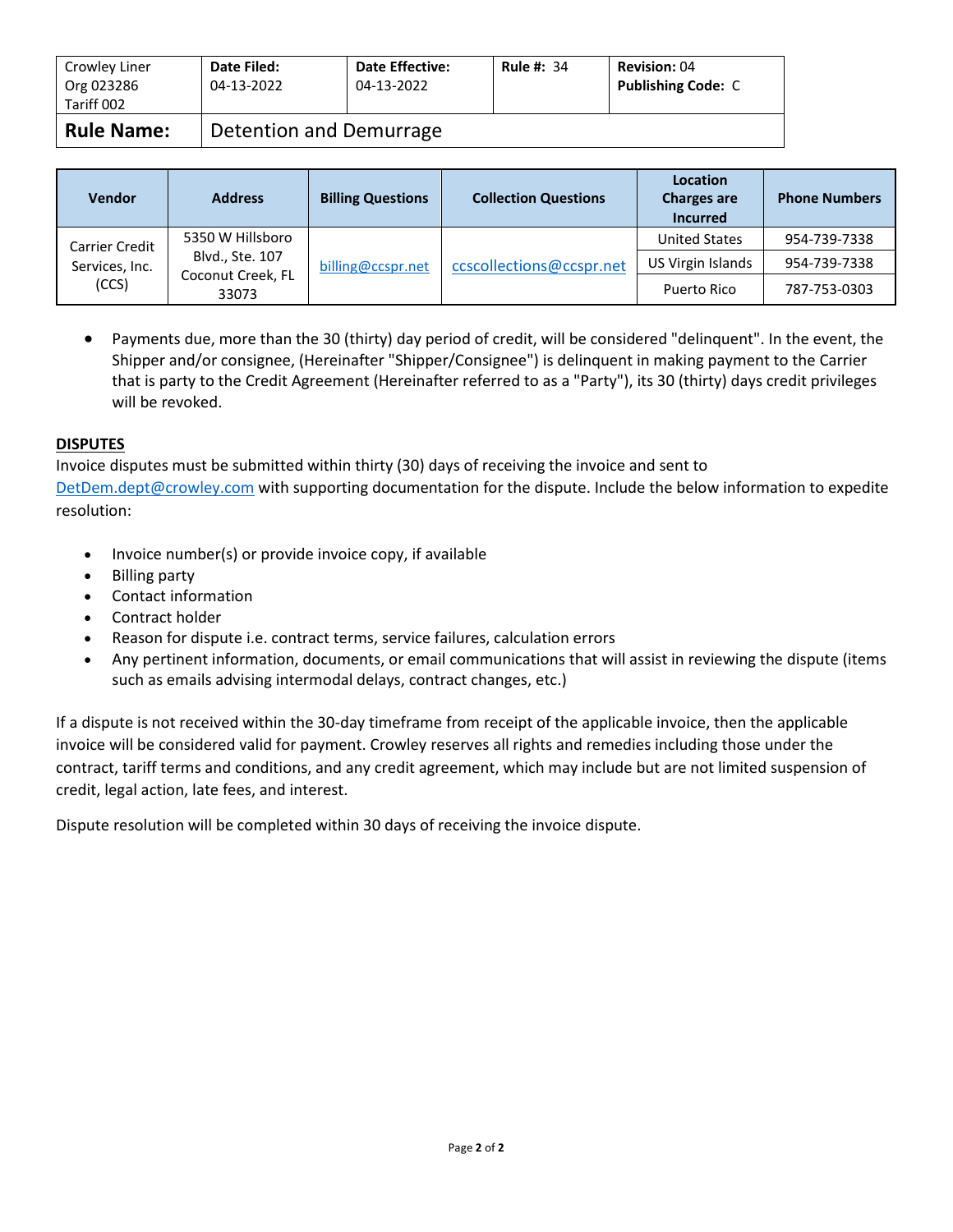| Crowley Liner Org 023286 Tariff 002 | **Date Filed:** 04-13-2022 | **Date Effective:** 04-13-2022 | **Rule #:** 34 | **Revision:** 04 **Publishing Code:** C |
|---|---|---|---|---|
| **Rule Name:** | Detention and Demurrage | | | |

| Vendor | Address | Billing Questions | Collection Questions | Location Charges are Incurred | Phone Numbers |
|---|---|---|---|---|---|
| Carrier Credit Services, Inc. (CCS) | 5350 W Hillsboro Blvd., Ste. 107 Coconut Creek, FL 33073 | billing@ccspr.net | ccscollections@ccspr.net | United States | 954-739-7338 |
| | | | | US Virgin Islands | 954-739-7338 |
| | | | | Puerto Rico | 787-753-0303 |

- Payments due, more than the 30 (thirty) day period of credit, will be considered "delinquent". In the event, the Shipper and/or consignee, (Hereinafter "Shipper/Consignee") is delinquent in making payment to the Carrier that is party to the Credit Agreement (Hereinafter referred to as a "Party"), its 30 (thirty) days credit privileges will be revoked.

**DISPUTES**

Invoice disputes must be submitted within thirty (30) days of receiving the invoice and sent to DetDem.dept@crowley.com with supporting documentation for the dispute. Include the below information to expedite resolution:

- Invoice number(s) or provide invoice copy, if available
- Billing party
- Contact information
- Contract holder
- Reason for dispute i.e. contract terms, service failures, calculation errors
- Any pertinent information, documents, or email communications that will assist in reviewing the dispute (items such as emails advising intermodal delays, contract changes, etc.)

If a dispute is not received within the 30-day timeframe from receipt of the applicable invoice, then the applicable invoice will be considered valid for payment. Crowley reserves all rights and remedies including those under the contract, tariff terms and conditions, and any credit agreement, which may include but are not limited suspension of credit, legal action, late fees, and interest.

Dispute resolution will be completed within 30 days of receiving the invoice dispute.